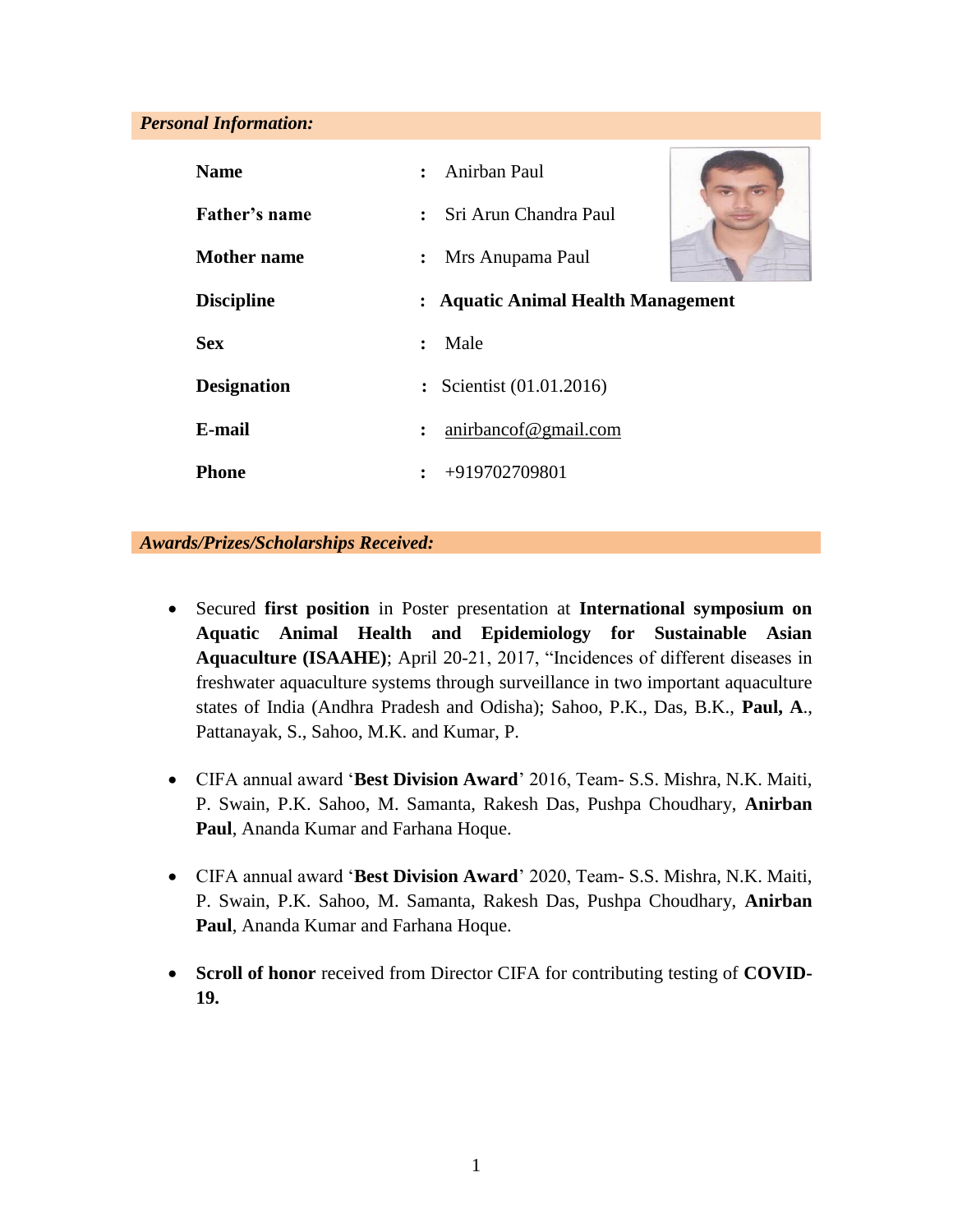## *Personal Information:*

| | | |
|---|---|---|
| **Name** | : | Anirban Paul |
| **Father's name** | : | Sri Arun Chandra Paul |
| **Mother name** | : | Mrs Anupama Paul |
| **Discipline** | : | **Aquatic Animal Health Management** |
| **Sex** | : | Male |
| **Designation** | : | Scientist (01.01.2016) |
| **E-mail** | : | anirbancof@gmail.com |
| **Phone** | : | +919702709801 |

## *Awards/Prizes/Scholarships Received:*

- Secured **first position** in Poster presentation at **International symposium on Aquatic Animal Health and Epidemiology for Sustainable Asian Aquaculture (ISAAHE)**; April 20-21, 2017, "Incidences of different diseases in freshwater aquaculture systems through surveillance in two important aquaculture states of India (Andhra Pradesh and Odisha); Sahoo, P.K., Das, B.K., **Paul, A**., Pattanayak, S., Sahoo, M.K. and Kumar, P.

- CIFA annual award '**Best Division Award**' 2016, Team- S.S. Mishra, N.K. Maiti, P. Swain, P.K. Sahoo, M. Samanta, Rakesh Das, Pushpa Choudhary, **Anirban Paul**, Ananda Kumar and Farhana Hoque.

- CIFA annual award '**Best Division Award**' 2020, Team- S.S. Mishra, N.K. Maiti, P. Swain, P.K. Sahoo, M. Samanta, Rakesh Das, Pushpa Choudhary, **Anirban Paul**, Ananda Kumar and Farhana Hoque.

- **Scroll of honor** received from Director CIFA for contributing testing of **COVID-19.**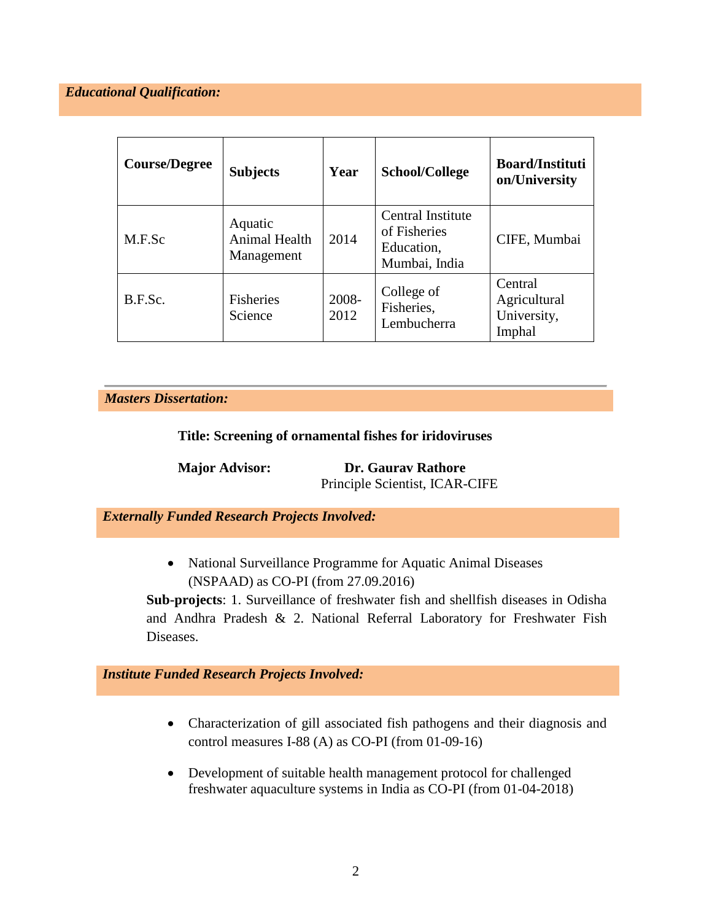## *Educational Qualification:*

| Course/Degree | Subjects | Year | School/College | Board/Institution/University |
|---|---|---|---|---|
| M.F.Sc | Aquatic Animal Health Management | 2014 | Central Institute of Fisheries Education, Mumbai, India | CIFE, Mumbai |
| B.F.Sc. | Fisheries Science | 2008-2012 | College of Fisheries, Lembucherra | Central Agricultural University, Imphal |

---

## *Masters Dissertation:*

**Title: Screening of ornamental fishes for iridoviruses**

**Major Advisor:** **Dr. Gaurav Rathore**
Principle Scientist, ICAR-CIFE

## *Externally Funded Research Projects Involved:*

- National Surveillance Programme for Aquatic Animal Diseases (NSPAAD) as CO-PI (from 27.09.2016)

**Sub-projects**: 1. Surveillance of freshwater fish and shellfish diseases in Odisha and Andhra Pradesh & 2. National Referral Laboratory for Freshwater Fish Diseases.

## *Institute Funded Research Projects Involved:*

- Characterization of gill associated fish pathogens and their diagnosis and control measures I-88 (A) as CO-PI (from 01-09-16)
- Development of suitable health management protocol for challenged freshwater aquaculture systems in India as CO-PI (from 01-04-2018)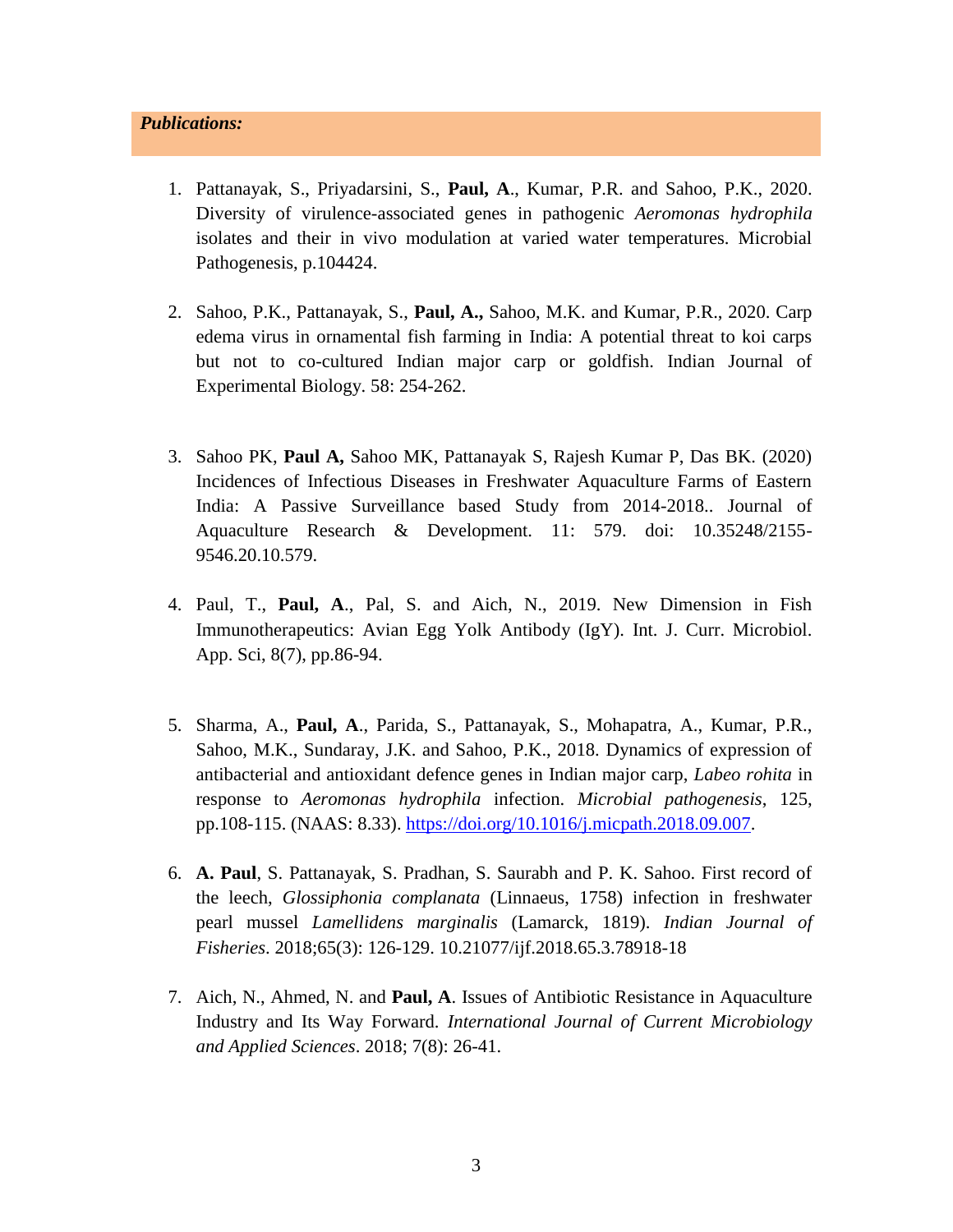***Publications:***

1. Pattanayak, S., Priyadarsini, S., **Paul, A**., Kumar, P.R. and Sahoo, P.K., 2020. Diversity of virulence-associated genes in pathogenic *Aeromonas hydrophila* isolates and their in vivo modulation at varied water temperatures. Microbial Pathogenesis, p.104424.

2. Sahoo, P.K., Pattanayak, S., **Paul, A.,** Sahoo, M.K. and Kumar, P.R., 2020. Carp edema virus in ornamental fish farming in India: A potential threat to koi carps but not to co-cultured Indian major carp or goldfish. Indian Journal of Experimental Biology. 58: 254-262.

3. Sahoo PK, **Paul A,** Sahoo MK, Pattanayak S, Rajesh Kumar P, Das BK. (2020) Incidences of Infectious Diseases in Freshwater Aquaculture Farms of Eastern India: A Passive Surveillance based Study from 2014-2018.. Journal of Aquaculture Research & Development. 11: 579. doi: 10.35248/2155-9546.20.10.579.

4. Paul, T., **Paul, A**., Pal, S. and Aich, N., 2019. New Dimension in Fish Immunotherapeutics: Avian Egg Yolk Antibody (IgY). Int. J. Curr. Microbiol. App. Sci, 8(7), pp.86-94.

5. Sharma, A., **Paul, A**., Parida, S., Pattanayak, S., Mohapatra, A., Kumar, P.R., Sahoo, M.K., Sundaray, J.K. and Sahoo, P.K., 2018. Dynamics of expression of antibacterial and antioxidant defence genes in Indian major carp, *Labeo rohita* in response to *Aeromonas hydrophila* infection. *Microbial pathogenesis*, 125, pp.108-115. (NAAS: 8.33). https://doi.org/10.1016/j.micpath.2018.09.007.

6. **A. Paul**, S. Pattanayak, S. Pradhan, S. Saurabh and P. K. Sahoo. First record of the leech, *Glossiphonia complanata* (Linnaeus, 1758) infection in freshwater pearl mussel *Lamellidens marginalis* (Lamarck, 1819). *Indian Journal of Fisheries*. 2018;65(3): 126-129. 10.21077/ijf.2018.65.3.78918-18

7. Aich, N., Ahmed, N. and **Paul, A**. Issues of Antibiotic Resistance in Aquaculture Industry and Its Way Forward. *International Journal of Current Microbiology and Applied Sciences*. 2018; 7(8): 26-41.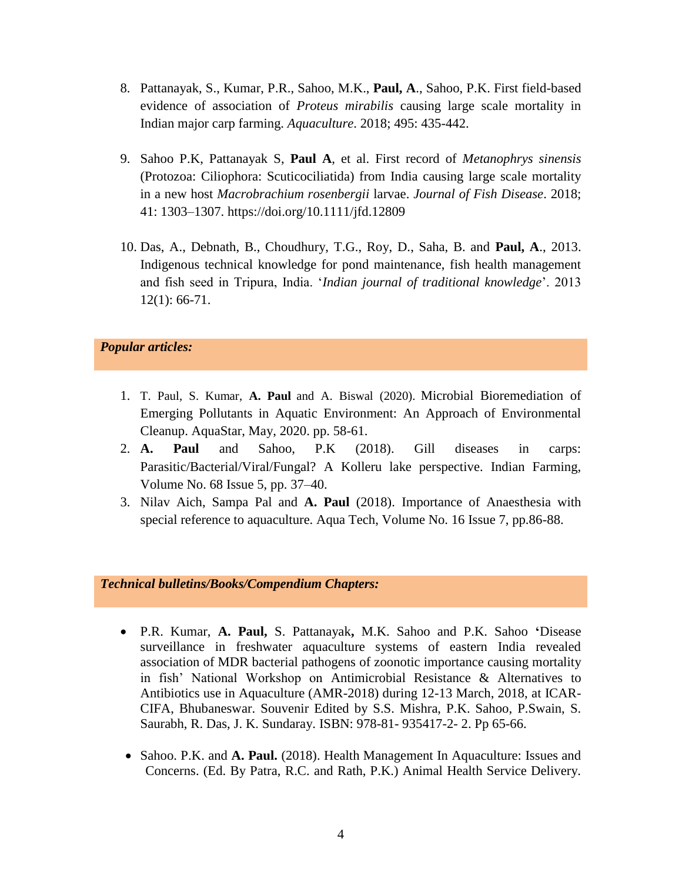8. Pattanayak, S., Kumar, P.R., Sahoo, M.K., **Paul, A**., Sahoo, P.K. First field-based evidence of association of *Proteus mirabilis* causing large scale mortality in Indian major carp farming. *Aquaculture*. 2018; 495: 435-442.

9. Sahoo P.K, Pattanayak S, **Paul A**, et al. First record of *Metanophrys sinensis* (Protozoa: Ciliophora: Scuticociliatida) from India causing large scale mortality in a new host *Macrobrachium rosenbergii* larvae. *Journal of Fish Disease*. 2018; 41: 1303–1307. https://doi.org/10.1111/jfd.12809

10. Das, A., Debnath, B., Choudhury, T.G., Roy, D., Saha, B. and **Paul, A**., 2013. Indigenous technical knowledge for pond maintenance, fish health management and fish seed in Tripura, India. '*Indian journal of traditional knowledge*'. 2013 12(1): 66-71.

***Popular articles:***

1. T. Paul, S. Kumar, **A. Paul** and A. Biswal (2020). Microbial Bioremediation of Emerging Pollutants in Aquatic Environment: An Approach of Environmental Cleanup. AquaStar, May, 2020. pp. 58-61.
2. **A. Paul** and Sahoo, P.K (2018). Gill diseases in carps: Parasitic/Bacterial/Viral/Fungal? A Kolleru lake perspective. Indian Farming, Volume No. 68 Issue 5, pp. 37–40.
3. Nilav Aich, Sampa Pal and **A. Paul** (2018). Importance of Anaesthesia with special reference to aquaculture. Aqua Tech, Volume No. 16 Issue 7, pp.86-88.

***Technical bulletins/Books/Compendium Chapters:***

- P.R. Kumar, **A. Paul,** S. Pattanayak**,** M.K. Sahoo and P.K. Sahoo **'**Disease surveillance in freshwater aquaculture systems of eastern India revealed association of MDR bacterial pathogens of zoonotic importance causing mortality in fish' National Workshop on Antimicrobial Resistance & Alternatives to Antibiotics use in Aquaculture (AMR-2018) during 12-13 March, 2018, at ICAR-CIFA, Bhubaneswar. Souvenir Edited by S.S. Mishra, P.K. Sahoo, P.Swain, S. Saurabh, R. Das, J. K. Sundaray. ISBN: 978-81- 935417-2- 2. Pp 65-66.

- Sahoo. P.K. and **A. Paul.** (2018). Health Management In Aquaculture: Issues and Concerns. (Ed. By Patra, R.C. and Rath, P.K.) Animal Health Service Delivery.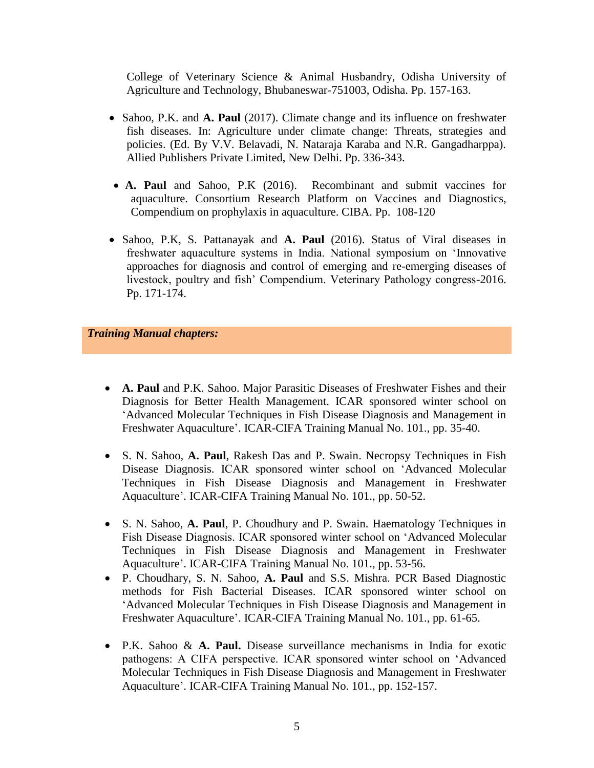College of Veterinary Science & Animal Husbandry, Odisha University of Agriculture and Technology, Bhubaneswar-751003, Odisha. Pp. 157-163.

- Sahoo, P.K. and **A. Paul** (2017). Climate change and its influence on freshwater fish diseases. In: Agriculture under climate change: Threats, strategies and policies. (Ed. By V.V. Belavadi, N. Nataraja Karaba and N.R. Gangadharppa). Allied Publishers Private Limited, New Delhi. Pp. 336-343.

- **A. Paul** and Sahoo, P.K (2016). Recombinant and submit vaccines for aquaculture. Consortium Research Platform on Vaccines and Diagnostics, Compendium on prophylaxis in aquaculture. CIBA. Pp. 108-120

- Sahoo, P.K, S. Pattanayak and **A. Paul** (2016). Status of Viral diseases in freshwater aquaculture systems in India. National symposium on 'Innovative approaches for diagnosis and control of emerging and re-emerging diseases of livestock, poultry and fish' Compendium. Veterinary Pathology congress-2016. Pp. 171-174.

***Training Manual chapters:***

- **A. Paul** and P.K. Sahoo. Major Parasitic Diseases of Freshwater Fishes and their Diagnosis for Better Health Management. ICAR sponsored winter school on 'Advanced Molecular Techniques in Fish Disease Diagnosis and Management in Freshwater Aquaculture'. ICAR-CIFA Training Manual No. 101., pp. 35-40.

- S. N. Sahoo, **A. Paul**, Rakesh Das and P. Swain. Necropsy Techniques in Fish Disease Diagnosis. ICAR sponsored winter school on 'Advanced Molecular Techniques in Fish Disease Diagnosis and Management in Freshwater Aquaculture'. ICAR-CIFA Training Manual No. 101., pp. 50-52.

- S. N. Sahoo, **A. Paul**, P. Choudhury and P. Swain. Haematology Techniques in Fish Disease Diagnosis. ICAR sponsored winter school on 'Advanced Molecular Techniques in Fish Disease Diagnosis and Management in Freshwater Aquaculture'. ICAR-CIFA Training Manual No. 101., pp. 53-56.
- P. Choudhary, S. N. Sahoo, **A. Paul** and S.S. Mishra. PCR Based Diagnostic methods for Fish Bacterial Diseases. ICAR sponsored winter school on 'Advanced Molecular Techniques in Fish Disease Diagnosis and Management in Freshwater Aquaculture'. ICAR-CIFA Training Manual No. 101., pp. 61-65.

- P.K. Sahoo & **A. Paul.** Disease surveillance mechanisms in India for exotic pathogens: A CIFA perspective. ICAR sponsored winter school on 'Advanced Molecular Techniques in Fish Disease Diagnosis and Management in Freshwater Aquaculture'. ICAR-CIFA Training Manual No. 101., pp. 152-157.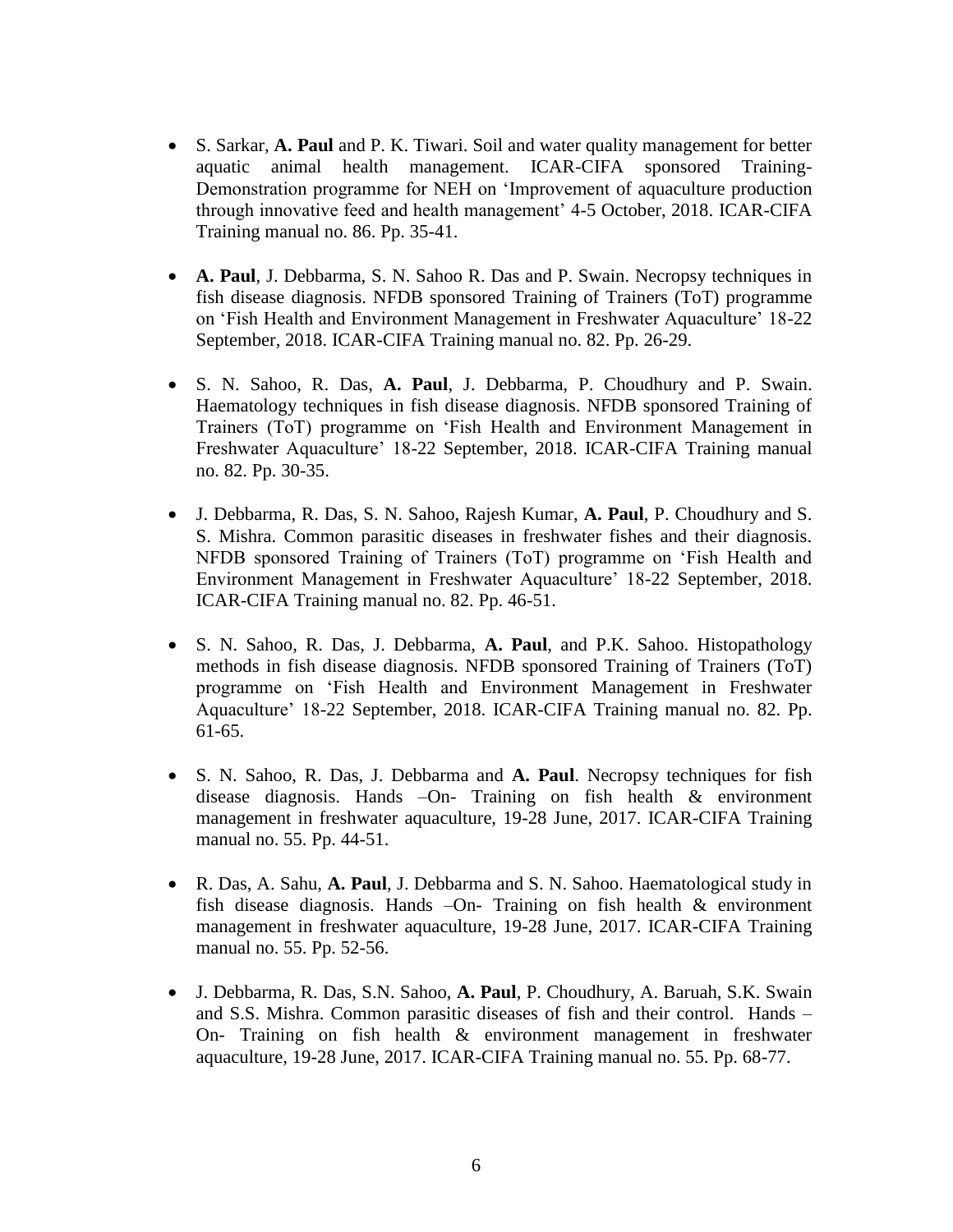- S. Sarkar, **A. Paul** and P. K. Tiwari. Soil and water quality management for better aquatic animal health management. ICAR-CIFA sponsored Training-Demonstration programme for NEH on 'Improvement of aquaculture production through innovative feed and health management' 4-5 October, 2018. ICAR-CIFA Training manual no. 86. Pp. 35-41.

- **A. Paul**, J. Debbarma, S. N. Sahoo R. Das and P. Swain. Necropsy techniques in fish disease diagnosis. NFDB sponsored Training of Trainers (ToT) programme on 'Fish Health and Environment Management in Freshwater Aquaculture' 18-22 September, 2018. ICAR-CIFA Training manual no. 82. Pp. 26-29.

- S. N. Sahoo, R. Das, **A. Paul**, J. Debbarma, P. Choudhury and P. Swain. Haematology techniques in fish disease diagnosis. NFDB sponsored Training of Trainers (ToT) programme on 'Fish Health and Environment Management in Freshwater Aquaculture' 18-22 September, 2018. ICAR-CIFA Training manual no. 82. Pp. 30-35.

- J. Debbarma, R. Das, S. N. Sahoo, Rajesh Kumar, **A. Paul**, P. Choudhury and S. S. Mishra. Common parasitic diseases in freshwater fishes and their diagnosis. NFDB sponsored Training of Trainers (ToT) programme on 'Fish Health and Environment Management in Freshwater Aquaculture' 18-22 September, 2018. ICAR-CIFA Training manual no. 82. Pp. 46-51.

- S. N. Sahoo, R. Das, J. Debbarma, **A. Paul**, and P.K. Sahoo. Histopathology methods in fish disease diagnosis. NFDB sponsored Training of Trainers (ToT) programme on 'Fish Health and Environment Management in Freshwater Aquaculture' 18-22 September, 2018. ICAR-CIFA Training manual no. 82. Pp. 61-65.

- S. N. Sahoo, R. Das, J. Debbarma and **A. Paul**. Necropsy techniques for fish disease diagnosis. Hands –On- Training on fish health & environment management in freshwater aquaculture, 19-28 June, 2017. ICAR-CIFA Training manual no. 55. Pp. 44-51.

- R. Das, A. Sahu, **A. Paul**, J. Debbarma and S. N. Sahoo. Haematological study in fish disease diagnosis. Hands –On- Training on fish health & environment management in freshwater aquaculture, 19-28 June, 2017. ICAR-CIFA Training manual no. 55. Pp. 52-56.

- J. Debbarma, R. Das, S.N. Sahoo, **A. Paul**, P. Choudhury, A. Baruah, S.K. Swain and S.S. Mishra. Common parasitic diseases of fish and their control. Hands – On- Training on fish health & environment management in freshwater aquaculture, 19-28 June, 2017. ICAR-CIFA Training manual no. 55. Pp. 68-77.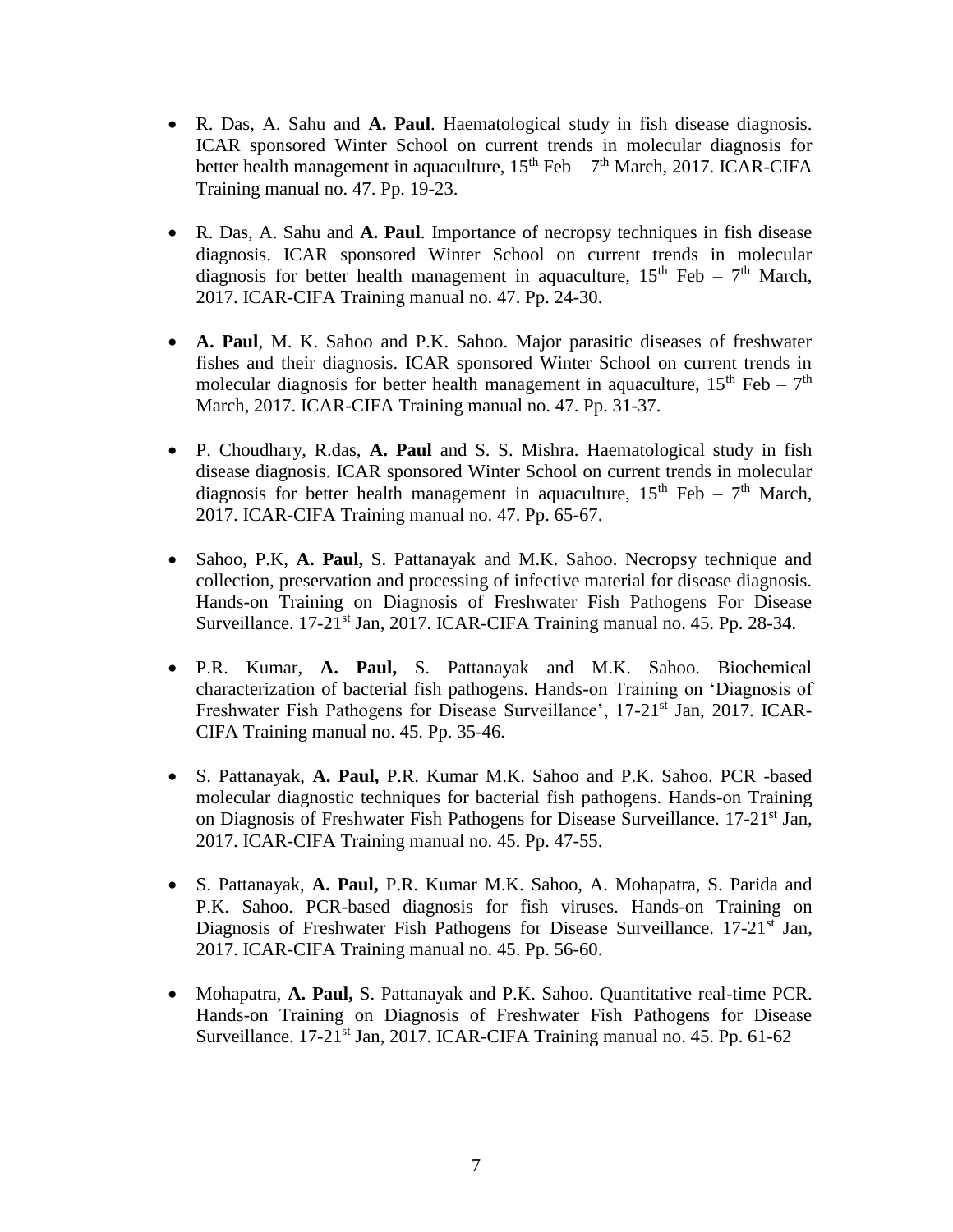- R. Das, A. Sahu and **A. Paul**. Haematological study in fish disease diagnosis. ICAR sponsored Winter School on current trends in molecular diagnosis for better health management in aquaculture, 15th Feb – 7th March, 2017. ICAR-CIFA Training manual no. 47. Pp. 19-23.

- R. Das, A. Sahu and **A. Paul**. Importance of necropsy techniques in fish disease diagnosis. ICAR sponsored Winter School on current trends in molecular diagnosis for better health management in aquaculture, 15th Feb – 7th March, 2017. ICAR-CIFA Training manual no. 47. Pp. 24-30.

- **A. Paul**, M. K. Sahoo and P.K. Sahoo. Major parasitic diseases of freshwater fishes and their diagnosis. ICAR sponsored Winter School on current trends in molecular diagnosis for better health management in aquaculture, 15th Feb – 7th March, 2017. ICAR-CIFA Training manual no. 47. Pp. 31-37.

- P. Choudhary, R.das, **A. Paul** and S. S. Mishra. Haematological study in fish disease diagnosis. ICAR sponsored Winter School on current trends in molecular diagnosis for better health management in aquaculture, 15th Feb – 7th March, 2017. ICAR-CIFA Training manual no. 47. Pp. 65-67.

- Sahoo, P.K, **A. Paul,** S. Pattanayak and M.K. Sahoo. Necropsy technique and collection, preservation and processing of infective material for disease diagnosis. Hands-on Training on Diagnosis of Freshwater Fish Pathogens For Disease Surveillance. 17-21st Jan, 2017. ICAR-CIFA Training manual no. 45. Pp. 28-34.

- P.R. Kumar, **A. Paul,** S. Pattanayak and M.K. Sahoo. Biochemical characterization of bacterial fish pathogens. Hands-on Training on 'Diagnosis of Freshwater Fish Pathogens for Disease Surveillance', 17-21st Jan, 2017. ICAR-CIFA Training manual no. 45. Pp. 35-46.

- S. Pattanayak, **A. Paul,** P.R. Kumar M.K. Sahoo and P.K. Sahoo. PCR -based molecular diagnostic techniques for bacterial fish pathogens. Hands-on Training on Diagnosis of Freshwater Fish Pathogens for Disease Surveillance. 17-21st Jan, 2017. ICAR-CIFA Training manual no. 45. Pp. 47-55.

- S. Pattanayak, **A. Paul,** P.R. Kumar M.K. Sahoo, A. Mohapatra, S. Parida and P.K. Sahoo. PCR-based diagnosis for fish viruses. Hands-on Training on Diagnosis of Freshwater Fish Pathogens for Disease Surveillance. 17-21st Jan, 2017. ICAR-CIFA Training manual no. 45. Pp. 56-60.

- Mohapatra, **A. Paul,** S. Pattanayak and P.K. Sahoo. Quantitative real-time PCR. Hands-on Training on Diagnosis of Freshwater Fish Pathogens for Disease Surveillance. 17-21st Jan, 2017. ICAR-CIFA Training manual no. 45. Pp. 61-62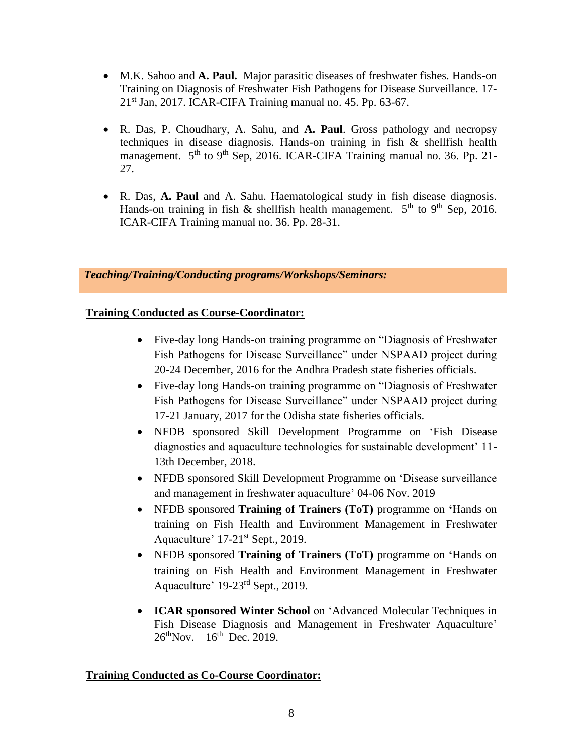- M.K. Sahoo and **A. Paul.** Major parasitic diseases of freshwater fishes. Hands-on Training on Diagnosis of Freshwater Fish Pathogens for Disease Surveillance. 17-21st Jan, 2017. ICAR-CIFA Training manual no. 45. Pp. 63-67.

- R. Das, P. Choudhary, A. Sahu, and **A. Paul**. Gross pathology and necropsy techniques in disease diagnosis. Hands-on training in fish & shellfish health management. 5th to 9th Sep, 2016. ICAR-CIFA Training manual no. 36. Pp. 21-27.

- R. Das, **A. Paul** and A. Sahu. Haematological study in fish disease diagnosis. Hands-on training in fish & shellfish health management. 5th to 9th Sep, 2016. ICAR-CIFA Training manual no. 36. Pp. 28-31.

## ***Teaching/Training/Conducting programs/Workshops/Seminars:***

### **Training Conducted as Course-Coordinator:**

- Five-day long Hands-on training programme on "Diagnosis of Freshwater Fish Pathogens for Disease Surveillance" under NSPAAD project during 20-24 December, 2016 for the Andhra Pradesh state fisheries officials.
- Five-day long Hands-on training programme on "Diagnosis of Freshwater Fish Pathogens for Disease Surveillance" under NSPAAD project during 17-21 January, 2017 for the Odisha state fisheries officials.
- NFDB sponsored Skill Development Programme on 'Fish Disease diagnostics and aquaculture technologies for sustainable development' 11-13th December, 2018.
- NFDB sponsored Skill Development Programme on 'Disease surveillance and management in freshwater aquaculture' 04-06 Nov. 2019
- NFDB sponsored **Training of Trainers (ToT)** programme on **'**Hands on training on Fish Health and Environment Management in Freshwater Aquaculture' 17-21st Sept., 2019.
- NFDB sponsored **Training of Trainers (ToT)** programme on **'**Hands on training on Fish Health and Environment Management in Freshwater Aquaculture' 19-23rd Sept., 2019.
- **ICAR sponsored Winter School** on 'Advanced Molecular Techniques in Fish Disease Diagnosis and Management in Freshwater Aquaculture' 26thNov. – 16th Dec. 2019.

### **Training Conducted as Co-Course Coordinator:**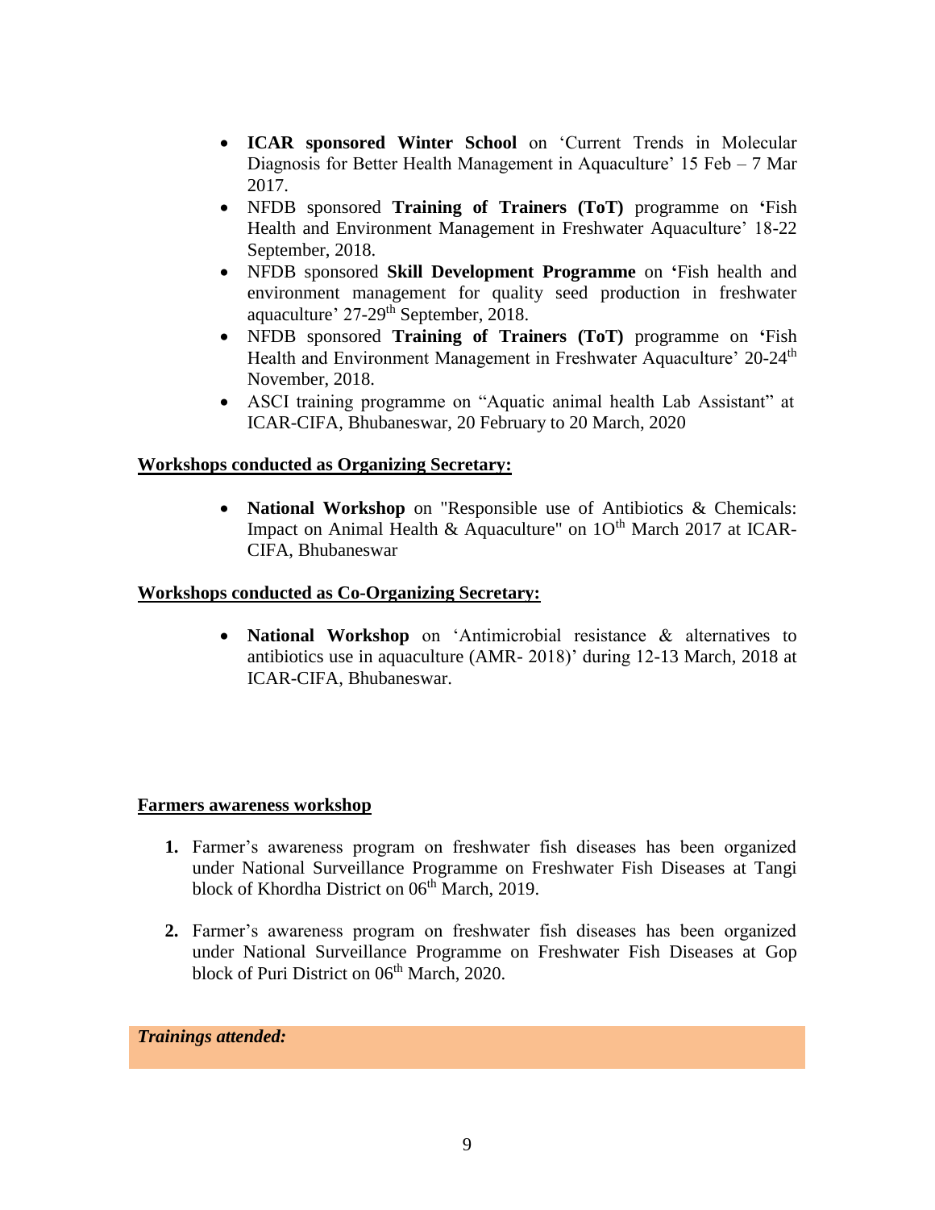- **ICAR sponsored Winter School** on 'Current Trends in Molecular Diagnosis for Better Health Management in Aquaculture' 15 Feb – 7 Mar 2017.
- NFDB sponsored **Training of Trainers (ToT)** programme on **'**Fish Health and Environment Management in Freshwater Aquaculture' 18-22 September, 2018.
- NFDB sponsored **Skill Development Programme** on **'**Fish health and environment management for quality seed production in freshwater aquaculture' 27-29th September, 2018.
- NFDB sponsored **Training of Trainers (ToT)** programme on **'**Fish Health and Environment Management in Freshwater Aquaculture' 20-24th November, 2018.
- ASCI training programme on "Aquatic animal health Lab Assistant" at ICAR-CIFA, Bhubaneswar, 20 February to 20 March, 2020

**Workshops conducted as Organizing Secretary:**

- **National Workshop** on "Responsible use of Antibiotics & Chemicals: Impact on Animal Health & Aquaculture" on 1Oth March 2017 at ICAR-CIFA, Bhubaneswar

**Workshops conducted as Co-Organizing Secretary:**

- **National Workshop** on 'Antimicrobial resistance & alternatives to antibiotics use in aquaculture (AMR- 2018)' during 12-13 March, 2018 at ICAR-CIFA, Bhubaneswar.

**Farmers awareness workshop**

1. Farmer's awareness program on freshwater fish diseases has been organized under National Surveillance Programme on Freshwater Fish Diseases at Tangi block of Khordha District on 06th March, 2019.

2. Farmer's awareness program on freshwater fish diseases has been organized under National Surveillance Programme on Freshwater Fish Diseases at Gop block of Puri District on 06th March, 2020.

***Trainings attended:***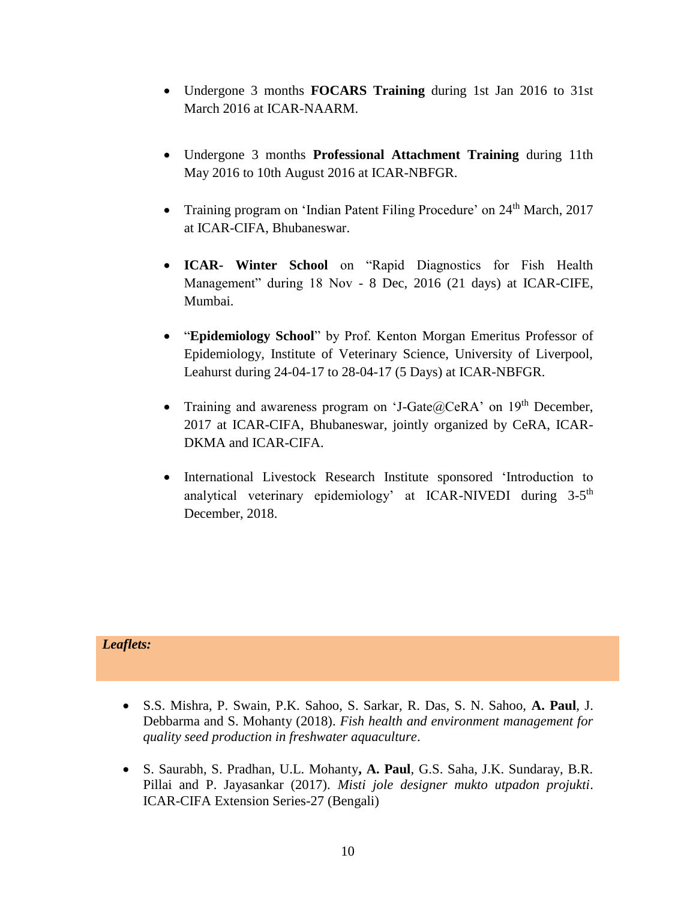- Undergone 3 months **FOCARS Training** during 1st Jan 2016 to 31st March 2016 at ICAR-NAARM.

- Undergone 3 months **Professional Attachment Training** during 11th May 2016 to 10th August 2016 at ICAR-NBFGR.

- Training program on 'Indian Patent Filing Procedure' on 24th March, 2017 at ICAR-CIFA, Bhubaneswar.

- **ICAR- Winter School** on "Rapid Diagnostics for Fish Health Management" during 18 Nov - 8 Dec, 2016 (21 days) at ICAR-CIFE, Mumbai.

- "**Epidemiology School**" by Prof. Kenton Morgan Emeritus Professor of Epidemiology, Institute of Veterinary Science, University of Liverpool, Leahurst during 24-04-17 to 28-04-17 (5 Days) at ICAR-NBFGR.

- Training and awareness program on 'J-Gate@CeRA' on 19th December, 2017 at ICAR-CIFA, Bhubaneswar, jointly organized by CeRA, ICAR-DKMA and ICAR-CIFA.

- International Livestock Research Institute sponsored 'Introduction to analytical veterinary epidemiology' at ICAR-NIVEDI during 3-5th December, 2018.

***Leaflets:***

- S.S. Mishra, P. Swain, P.K. Sahoo, S. Sarkar, R. Das, S. N. Sahoo, **A. Paul**, J. Debbarma and S. Mohanty (2018). *Fish health and environment management for quality seed production in freshwater aquaculture*.

- S. Saurabh, S. Pradhan, U.L. Mohanty**, A. Paul**, G.S. Saha, J.K. Sundaray, B.R. Pillai and P. Jayasankar (2017). *Misti jole designer mukto utpadon projukti*. ICAR-CIFA Extension Series-27 (Bengali)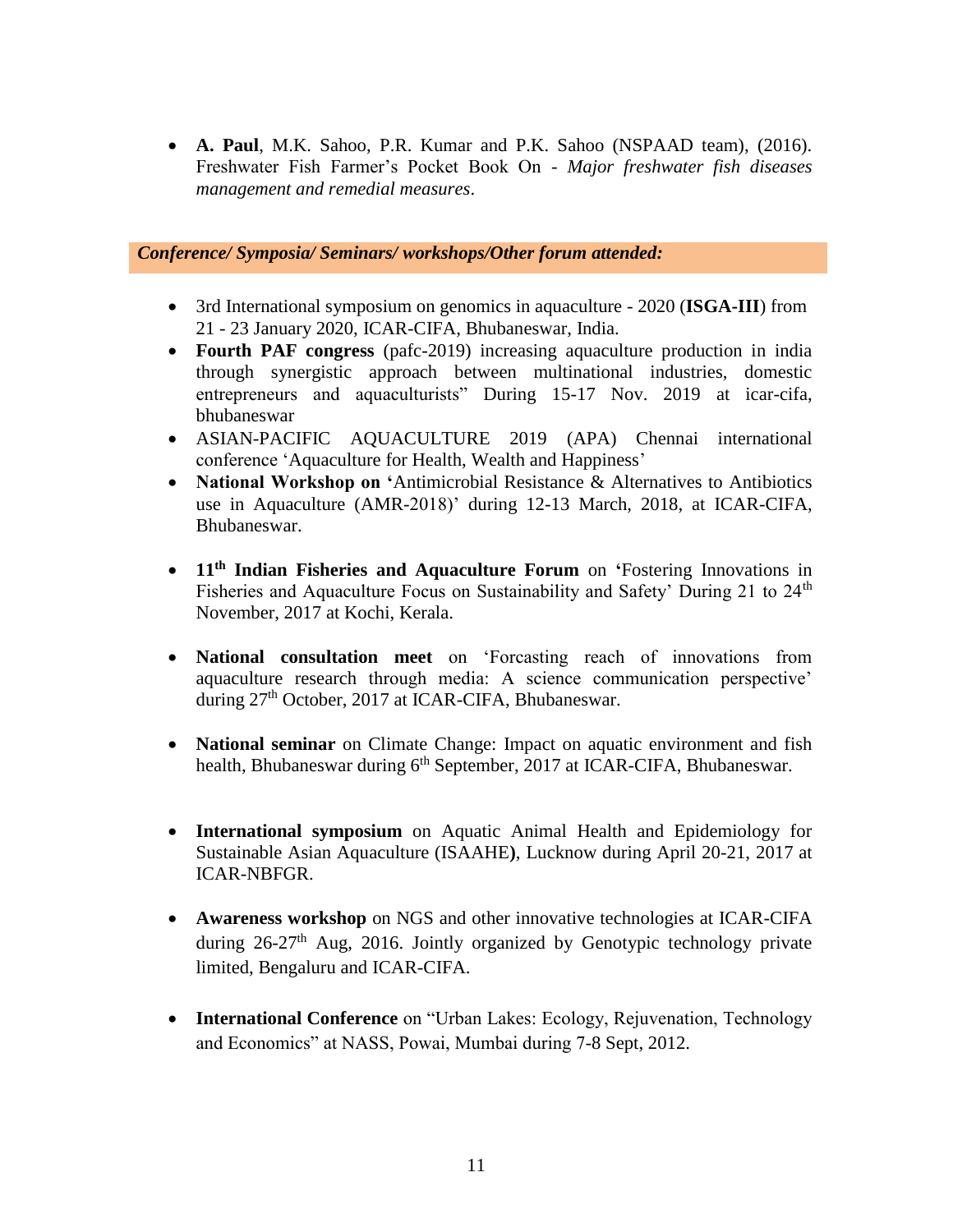- **A. Paul**, M.K. Sahoo, P.R. Kumar and P.K. Sahoo (NSPAAD team), (2016). Freshwater Fish Farmer's Pocket Book On - *Major freshwater fish diseases management and remedial measures*.

***Conference/ Symposia/ Seminars/ workshops/Other forum attended:***

- 3rd International symposium on genomics in aquaculture - 2020 (**ISGA-III**) from 21 - 23 January 2020, ICAR-CIFA, Bhubaneswar, India.
- **Fourth PAF congress** (pafc-2019) increasing aquaculture production in india through synergistic approach between multinational industries, domestic entrepreneurs and aquaculturists" During 15-17 Nov. 2019 at icar-cifa, bhubaneswar
- ASIAN-PACIFIC AQUACULTURE 2019 (APA) Chennai international conference 'Aquaculture for Health, Wealth and Happiness'
- **National Workshop on '**Antimicrobial Resistance & Alternatives to Antibiotics use in Aquaculture (AMR-2018)' during 12-13 March, 2018, at ICAR-CIFA, Bhubaneswar.
- **11th Indian Fisheries and Aquaculture Forum** on **'**Fostering Innovations in Fisheries and Aquaculture Focus on Sustainability and Safety' During 21 to 24th November, 2017 at Kochi, Kerala.
- **National consultation meet** on 'Forcasting reach of innovations from aquaculture research through media: A science communication perspective' during 27th October, 2017 at ICAR-CIFA, Bhubaneswar.
- **National seminar** on Climate Change: Impact on aquatic environment and fish health, Bhubaneswar during 6th September, 2017 at ICAR-CIFA, Bhubaneswar.
- **International symposium** on Aquatic Animal Health and Epidemiology for Sustainable Asian Aquaculture (ISAAHE**)**, Lucknow during April 20-21, 2017 at ICAR-NBFGR.
- **Awareness workshop** on NGS and other innovative technologies at ICAR-CIFA during 26-27th Aug, 2016. Jointly organized by Genotypic technology private limited, Bengaluru and ICAR-CIFA.
- **International Conference** on "Urban Lakes: Ecology, Rejuvenation, Technology and Economics" at NASS, Powai, Mumbai during 7-8 Sept, 2012.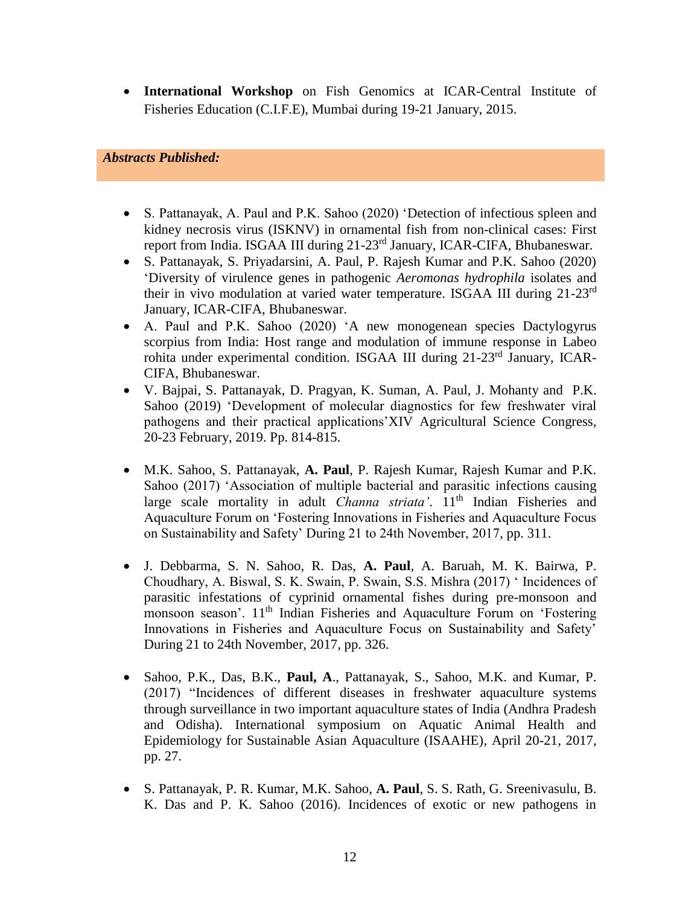- **International Workshop** on Fish Genomics at ICAR-Central Institute of Fisheries Education (C.I.F.E), Mumbai during 19-21 January, 2015.

### *Abstracts Published:*

- S. Pattanayak, A. Paul and P.K. Sahoo (2020) 'Detection of infectious spleen and kidney necrosis virus (ISKNV) in ornamental fish from non-clinical cases: First report from India. ISGAA III during 21-23rd January, ICAR-CIFA, Bhubaneswar.
- S. Pattanayak, S. Priyadarsini, A. Paul, P. Rajesh Kumar and P.K. Sahoo (2020) 'Diversity of virulence genes in pathogenic *Aeromonas hydrophila* isolates and their in vivo modulation at varied water temperature. ISGAA III during 21-23rd January, ICAR-CIFA, Bhubaneswar.
- A. Paul and P.K. Sahoo (2020) 'A new monogenean species Dactylogyrus scorpius from India: Host range and modulation of immune response in Labeo rohita under experimental condition. ISGAA III during 21-23rd January, ICAR-CIFA, Bhubaneswar.
- V. Bajpai, S. Pattanayak, D. Pragyan, K. Suman, A. Paul, J. Mohanty and P.K. Sahoo (2019) 'Development of molecular diagnostics for few freshwater viral pathogens and their practical applications'XIV Agricultural Science Congress, 20-23 February, 2019. Pp. 814-815.
- M.K. Sahoo, S. Pattanayak, **A. Paul**, P. Rajesh Kumar, Rajesh Kumar and P.K. Sahoo (2017) 'Association of multiple bacterial and parasitic infections causing large scale mortality in adult *Channa striata'*. 11th Indian Fisheries and Aquaculture Forum on 'Fostering Innovations in Fisheries and Aquaculture Focus on Sustainability and Safety' During 21 to 24th November, 2017, pp. 311.
- J. Debbarma, S. N. Sahoo, R. Das, **A. Paul**, A. Baruah, M. K. Bairwa, P. Choudhary, A. Biswal, S. K. Swain, P. Swain, S.S. Mishra (2017) ' Incidences of parasitic infestations of cyprinid ornamental fishes during pre-monsoon and monsoon season'. 11th Indian Fisheries and Aquaculture Forum on 'Fostering Innovations in Fisheries and Aquaculture Focus on Sustainability and Safety' During 21 to 24th November, 2017, pp. 326.
- Sahoo, P.K., Das, B.K., **Paul, A**., Pattanayak, S., Sahoo, M.K. and Kumar, P. (2017) "Incidences of different diseases in freshwater aquaculture systems through surveillance in two important aquaculture states of India (Andhra Pradesh and Odisha). International symposium on Aquatic Animal Health and Epidemiology for Sustainable Asian Aquaculture (ISAAHE), April 20-21, 2017, pp. 27.
- S. Pattanayak, P. R. Kumar, M.K. Sahoo, **A. Paul**, S. S. Rath, G. Sreenivasulu, B. K. Das and P. K. Sahoo (2016). Incidences of exotic or new pathogens in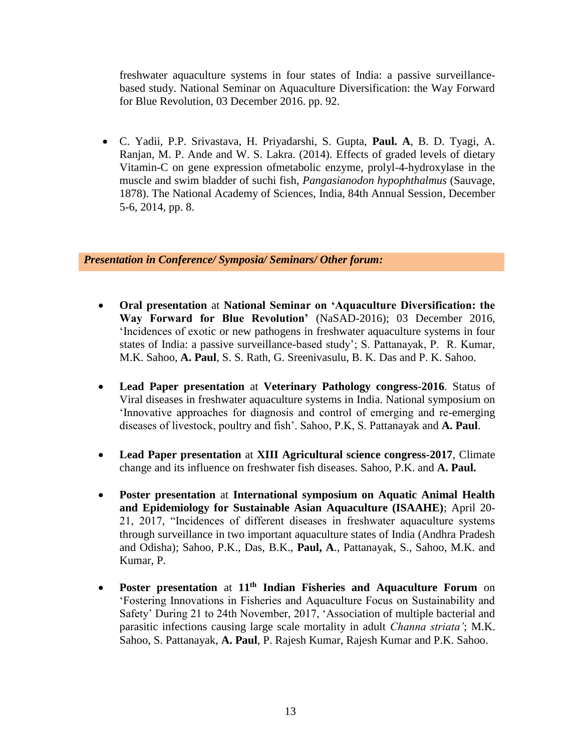freshwater aquaculture systems in four states of India: a passive surveillance-based study. National Seminar on Aquaculture Diversification: the Way Forward for Blue Revolution, 03 December 2016. pp. 92.

- C. Yadii, P.P. Srivastava, H. Priyadarshi, S. Gupta, **Paul. A**, B. D. Tyagi, A. Ranjan, M. P. Ande and W. S. Lakra. (2014). Effects of graded levels of dietary Vitamin-C on gene expression ofmetabolic enzyme, prolyl-4-hydroxylase in the muscle and swim bladder of suchi fish, *Pangasianodon hypophthalmus* (Sauvage, 1878). The National Academy of Sciences, India, 84th Annual Session, December 5-6, 2014, pp. 8.

***Presentation in Conference/ Symposia/ Seminars/ Other forum:***

- **Oral presentation** at **National Seminar on 'Aquaculture Diversification: the Way Forward for Blue Revolution'** (NaSAD-2016); 03 December 2016, 'Incidences of exotic or new pathogens in freshwater aquaculture systems in four states of India: a passive surveillance-based study'; S. Pattanayak, P. R. Kumar, M.K. Sahoo, **A. Paul**, S. S. Rath, G. Sreenivasulu, B. K. Das and P. K. Sahoo.

- **Lead Paper presentation** at **Veterinary Pathology congress-2016**. Status of Viral diseases in freshwater aquaculture systems in India. National symposium on 'Innovative approaches for diagnosis and control of emerging and re-emerging diseases of livestock, poultry and fish'. Sahoo, P.K, S. Pattanayak and **A. Paul**.

- **Lead Paper presentation** at **XIII Agricultural science congress-2017**, Climate change and its influence on freshwater fish diseases. Sahoo, P.K. and **A. Paul.**

- **Poster presentation** at **International symposium on Aquatic Animal Health and Epidemiology for Sustainable Asian Aquaculture (ISAAHE)**; April 20-21, 2017, "Incidences of different diseases in freshwater aquaculture systems through surveillance in two important aquaculture states of India (Andhra Pradesh and Odisha); Sahoo, P.K., Das, B.K., **Paul, A**., Pattanayak, S., Sahoo, M.K. and Kumar, P.

- **Poster presentation** at **11th Indian Fisheries and Aquaculture Forum** on 'Fostering Innovations in Fisheries and Aquaculture Focus on Sustainability and Safety' During 21 to 24th November, 2017, 'Association of multiple bacterial and parasitic infections causing large scale mortality in adult *Channa striata'*; M.K. Sahoo, S. Pattanayak, **A. Paul**, P. Rajesh Kumar, Rajesh Kumar and P.K. Sahoo.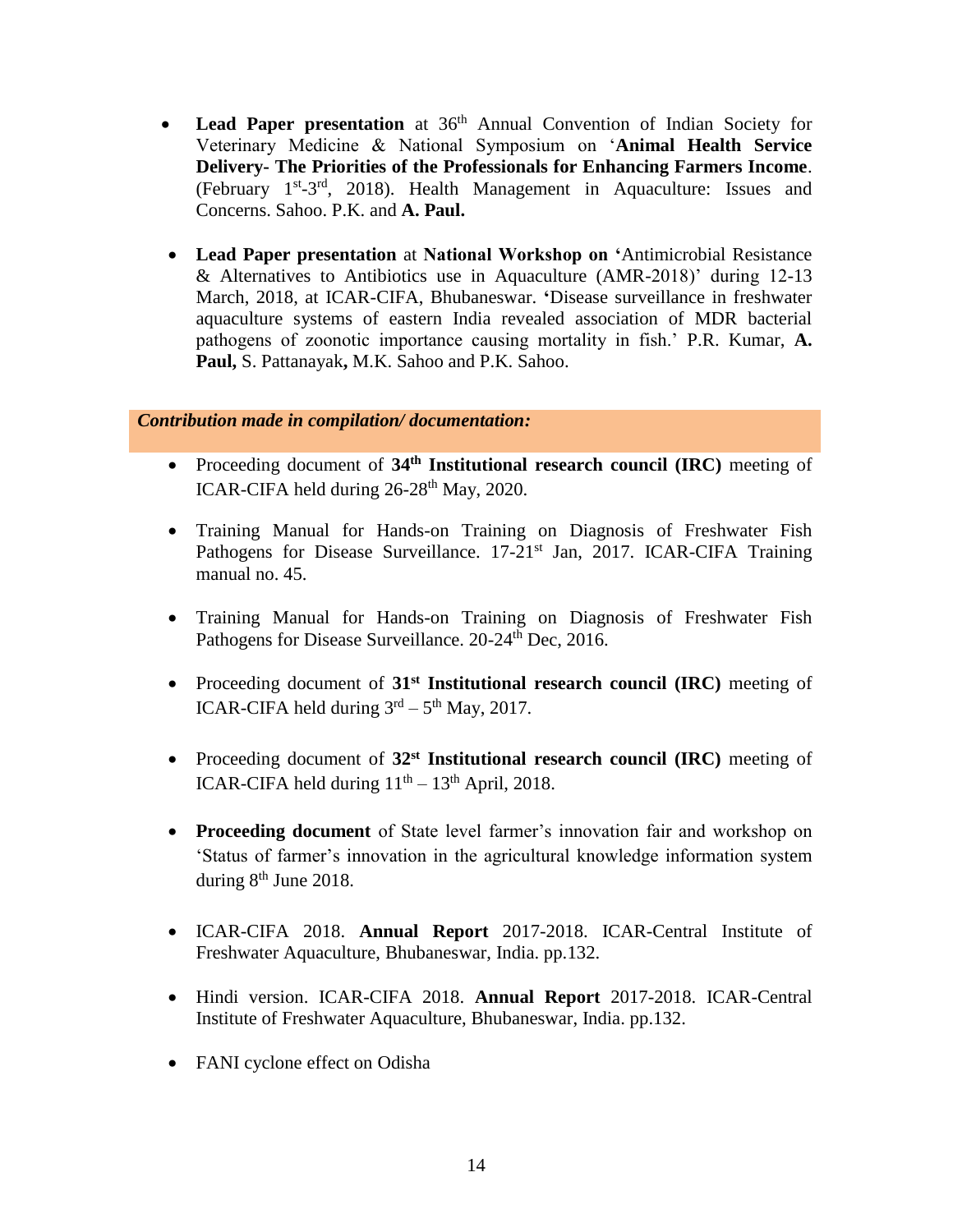- **Lead Paper presentation** at 36th Annual Convention of Indian Society for Veterinary Medicine & National Symposium on '**Animal Health Service Delivery- The Priorities of the Professionals for Enhancing Farmers Income**. (February 1st-3rd, 2018). Health Management in Aquaculture: Issues and Concerns. Sahoo. P.K. and **A. Paul.**

- **Lead Paper presentation** at **National Workshop on '**Antimicrobial Resistance & Alternatives to Antibiotics use in Aquaculture (AMR-2018)' during 12-13 March, 2018, at ICAR-CIFA, Bhubaneswar. **'**Disease surveillance in freshwater aquaculture systems of eastern India revealed association of MDR bacterial pathogens of zoonotic importance causing mortality in fish.' P.R. Kumar, **A. Paul,** S. Pattanayak**,** M.K. Sahoo and P.K. Sahoo.

***Contribution made in compilation/ documentation:***

- Proceeding document of **34th Institutional research council (IRC)** meeting of ICAR-CIFA held during 26-28th May, 2020.

- Training Manual for Hands-on Training on Diagnosis of Freshwater Fish Pathogens for Disease Surveillance. 17-21st Jan, 2017. ICAR-CIFA Training manual no. 45.

- Training Manual for Hands-on Training on Diagnosis of Freshwater Fish Pathogens for Disease Surveillance. 20-24th Dec, 2016.

- Proceeding document of **31st Institutional research council (IRC)** meeting of ICAR-CIFA held during 3rd – 5th May, 2017.

- Proceeding document of **32st Institutional research council (IRC)** meeting of ICAR-CIFA held during 11th – 13th April, 2018.

- **Proceeding document** of State level farmer's innovation fair and workshop on 'Status of farmer's innovation in the agricultural knowledge information system during 8th June 2018.

- ICAR-CIFA 2018. **Annual Report** 2017-2018. ICAR-Central Institute of Freshwater Aquaculture, Bhubaneswar, India. pp.132.

- Hindi version. ICAR-CIFA 2018. **Annual Report** 2017-2018. ICAR-Central Institute of Freshwater Aquaculture, Bhubaneswar, India. pp.132.

- FANI cyclone effect on Odisha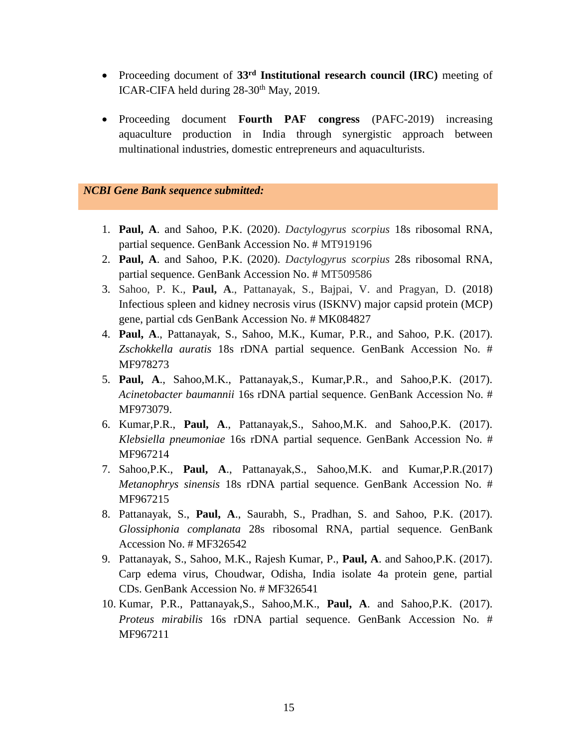- Proceeding document of **33rd Institutional research council (IRC)** meeting of ICAR-CIFA held during 28-30th May, 2019.

- Proceeding document **Fourth PAF congress** (PAFC-2019) increasing aquaculture production in India through synergistic approach between multinational industries, domestic entrepreneurs and aquaculturists.

### ***NCBI Gene Bank sequence submitted:***

1. **Paul, A**. and Sahoo, P.K. (2020). *Dactylogyrus scorpius* 18s ribosomal RNA, partial sequence. GenBank Accession No. # MT919196
2. **Paul, A**. and Sahoo, P.K. (2020). *Dactylogyrus scorpius* 28s ribosomal RNA, partial sequence. GenBank Accession No. # MT509586
3. Sahoo, P. K., **Paul, A**., Pattanayak, S., Bajpai, V. and Pragyan, D. (2018) Infectious spleen and kidney necrosis virus (ISKNV) major capsid protein (MCP) gene, partial cds GenBank Accession No. # MK084827
4. **Paul, A**., Pattanayak, S., Sahoo, M.K., Kumar, P.R., and Sahoo, P.K. (2017). *Zschokkella auratis* 18s rDNA partial sequence. GenBank Accession No. # MF978273
5. **Paul, A**., Sahoo,M.K., Pattanayak,S., Kumar,P.R., and Sahoo,P.K. (2017). *Acinetobacter baumannii* 16s rDNA partial sequence. GenBank Accession No. # MF973079.
6. Kumar,P.R., **Paul, A**., Pattanayak,S., Sahoo,M.K. and Sahoo,P.K. (2017). *Klebsiella pneumoniae* 16s rDNA partial sequence. GenBank Accession No. # MF967214
7. Sahoo,P.K., **Paul, A**., Pattanayak,S., Sahoo,M.K. and Kumar,P.R.(2017) *Metanophrys sinensis* 18s rDNA partial sequence. GenBank Accession No. # MF967215
8. Pattanayak, S., **Paul, A**., Saurabh, S., Pradhan, S. and Sahoo, P.K. (2017). *Glossiphonia complanata* 28s ribosomal RNA, partial sequence. GenBank Accession No. # MF326542
9. Pattanayak, S., Sahoo, M.K., Rajesh Kumar, P., **Paul, A**. and Sahoo,P.K. (2017). Carp edema virus, Choudwar, Odisha, India isolate 4a protein gene, partial CDs. GenBank Accession No. # MF326541
10. Kumar, P.R., Pattanayak,S., Sahoo,M.K., **Paul, A**. and Sahoo,P.K. (2017). *Proteus mirabilis* 16s rDNA partial sequence. GenBank Accession No. # MF967211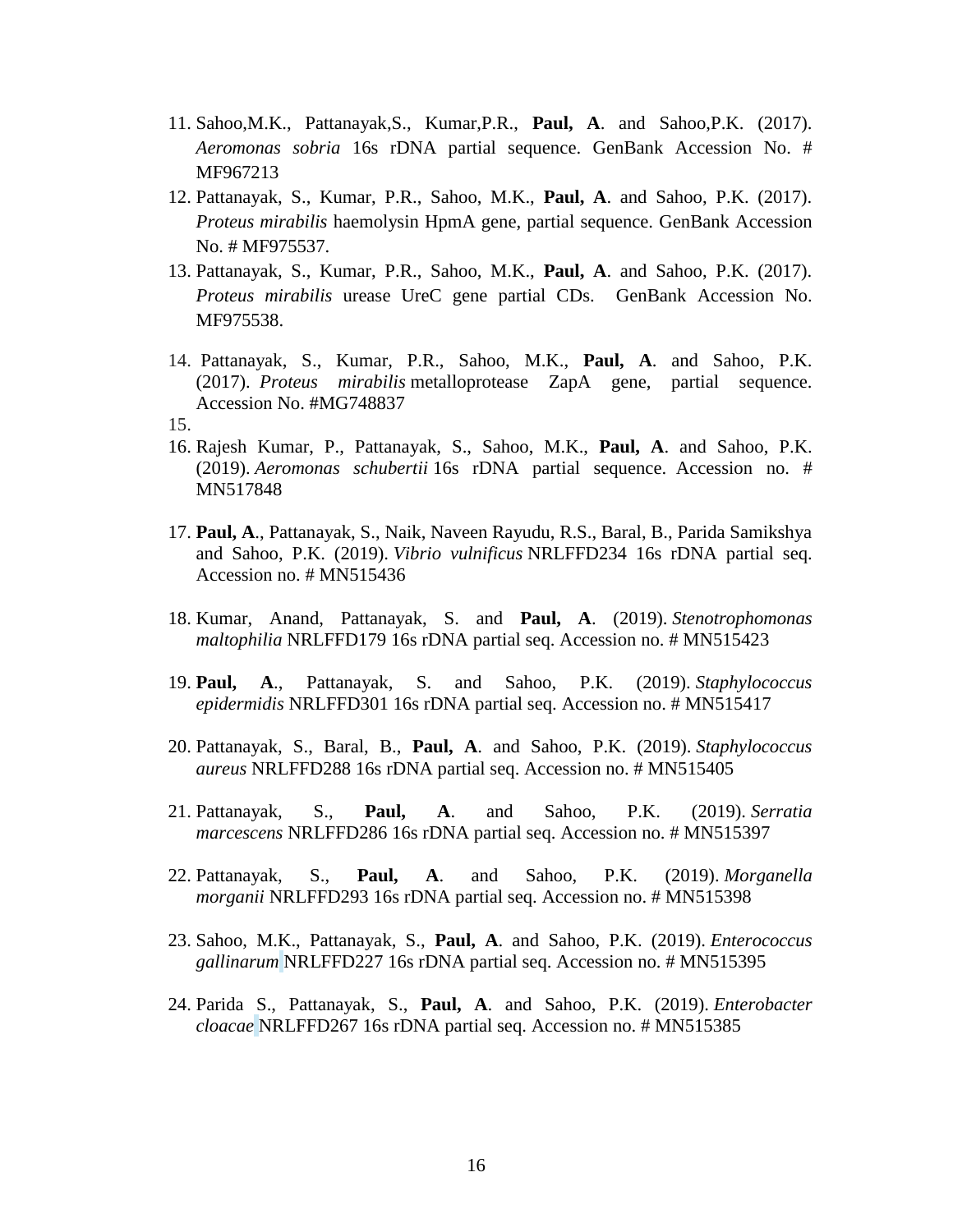11. Sahoo,M.K., Pattanayak,S., Kumar,P.R., **Paul, A**. and Sahoo,P.K. (2017). *Aeromonas sobria* 16s rDNA partial sequence. GenBank Accession No. # MF967213
12. Pattanayak, S., Kumar, P.R., Sahoo, M.K., **Paul, A**. and Sahoo, P.K. (2017). *Proteus mirabilis* haemolysin HpmA gene, partial sequence. GenBank Accession No. # MF975537.
13. Pattanayak, S., Kumar, P.R., Sahoo, M.K., **Paul, A**. and Sahoo, P.K. (2017). *Proteus mirabilis* urease UreC gene partial CDs. GenBank Accession No. MF975538.
14. Pattanayak, S., Kumar, P.R., Sahoo, M.K., **Paul, A**. and Sahoo, P.K. (2017). *Proteus mirabilis* metalloprotease ZapA gene, partial sequence. Accession No. #MG748837
15. 
16. Rajesh Kumar, P., Pattanayak, S., Sahoo, M.K., **Paul, A**. and Sahoo, P.K. (2019). *Aeromonas schubertii* 16s rDNA partial sequence. Accession no. # MN517848
17. **Paul, A**., Pattanayak, S., Naik, Naveen Rayudu, R.S., Baral, B., Parida Samikshya and Sahoo, P.K. (2019). *Vibrio vulnificus* NRLFFD234 16s rDNA partial seq. Accession no. # MN515436
18. Kumar, Anand, Pattanayak, S. and **Paul, A**. (2019). *Stenotrophomonas maltophilia* NRLFFD179 16s rDNA partial seq. Accession no. # MN515423
19. **Paul, A**., Pattanayak, S. and Sahoo, P.K. (2019). *Staphylococcus epidermidis* NRLFFD301 16s rDNA partial seq. Accession no. # MN515417
20. Pattanayak, S., Baral, B., **Paul, A**. and Sahoo, P.K. (2019). *Staphylococcus aureus* NRLFFD288 16s rDNA partial seq. Accession no. # MN515405
21. Pattanayak, S., **Paul, A**. and Sahoo, P.K. (2019). *Serratia marcescens* NRLFFD286 16s rDNA partial seq. Accession no. # MN515397
22. Pattanayak, S., **Paul, A**. and Sahoo, P.K. (2019). *Morganella morganii* NRLFFD293 16s rDNA partial seq. Accession no. # MN515398
23. Sahoo, M.K., Pattanayak, S., **Paul, A**. and Sahoo, P.K. (2019). *Enterococcus gallinarum* NRLFFD227 16s rDNA partial seq. Accession no. # MN515395
24. Parida S., Pattanayak, S., **Paul, A**. and Sahoo, P.K. (2019). *Enterobacter cloacae* NRLFFD267 16s rDNA partial seq. Accession no. # MN515385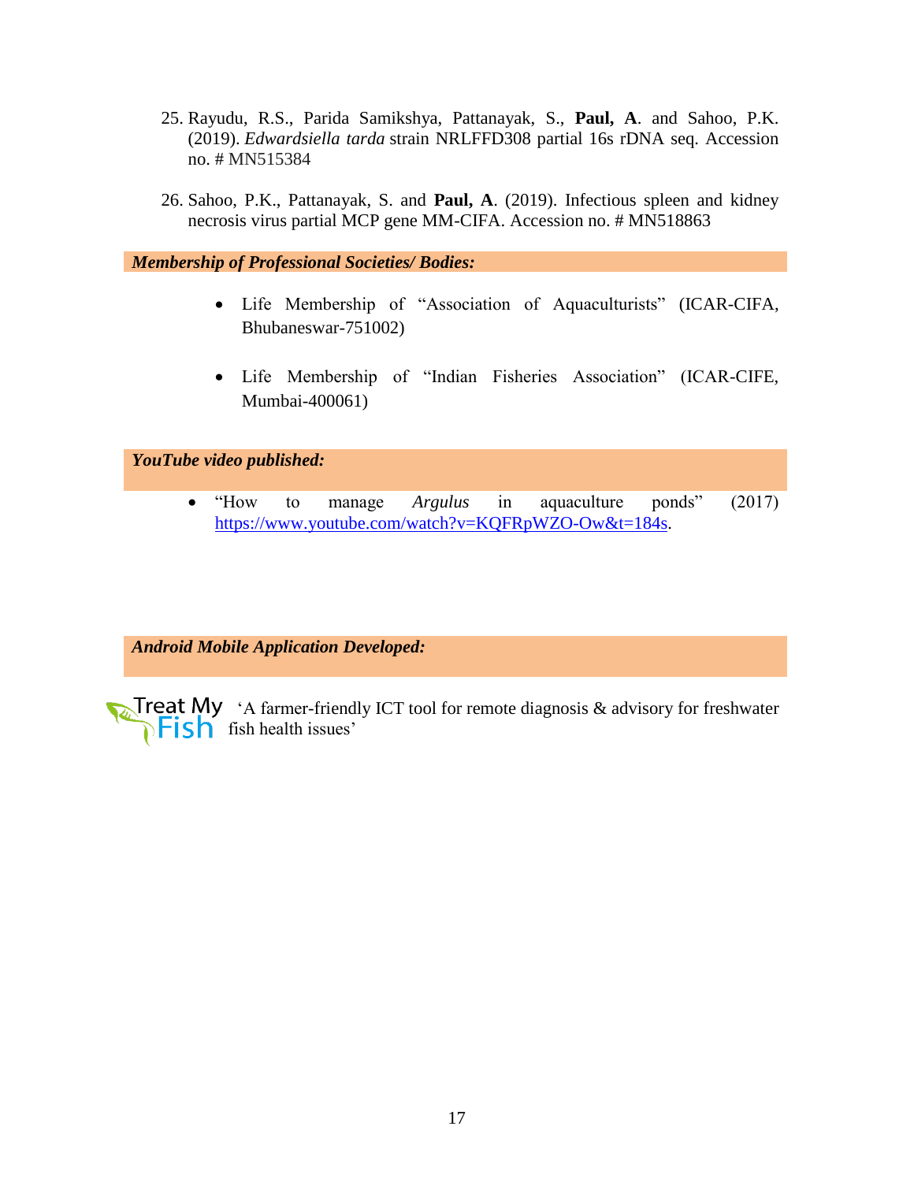25. Rayudu, R.S., Parida Samikshya, Pattanayak, S., **Paul, A**. and Sahoo, P.K. (2019). *Edwardsiella tarda* strain NRLFFD308 partial 16s rDNA seq. Accession no. # MN515384

26. Sahoo, P.K., Pattanayak, S. and **Paul, A**. (2019). Infectious spleen and kidney necrosis virus partial MCP gene MM-CIFA. Accession no. # MN518863

***Membership of Professional Societies/ Bodies:***

- Life Membership of "Association of Aquaculturists" (ICAR-CIFA, Bhubaneswar-751002)
- Life Membership of "Indian Fisheries Association" (ICAR-CIFE, Mumbai-400061)

***YouTube video published:***

- "How to manage *Argulus* in aquaculture ponds" (2017) https://www.youtube.com/watch?v=KQFRpWZO-Ow&t=184s.

***Android Mobile Application Developed:***

Treat My Fish 'A farmer-friendly ICT tool for remote diagnosis & advisory for freshwater fish health issues'